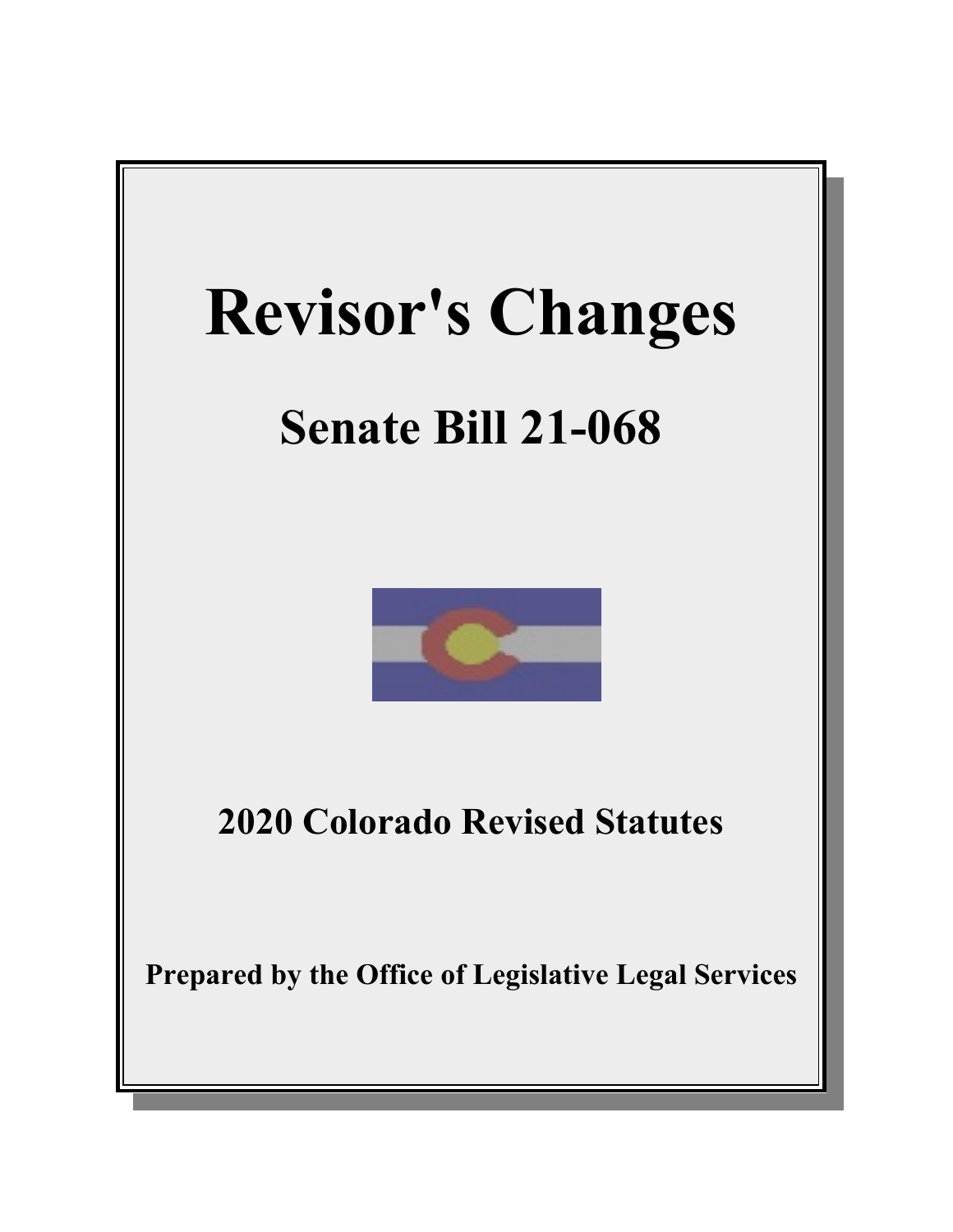# Revisor's Changes

## Senate Bill 21-068

### 2020 Colorado Revised Statutes

**Prepared by the Office of Legislative Legal Services**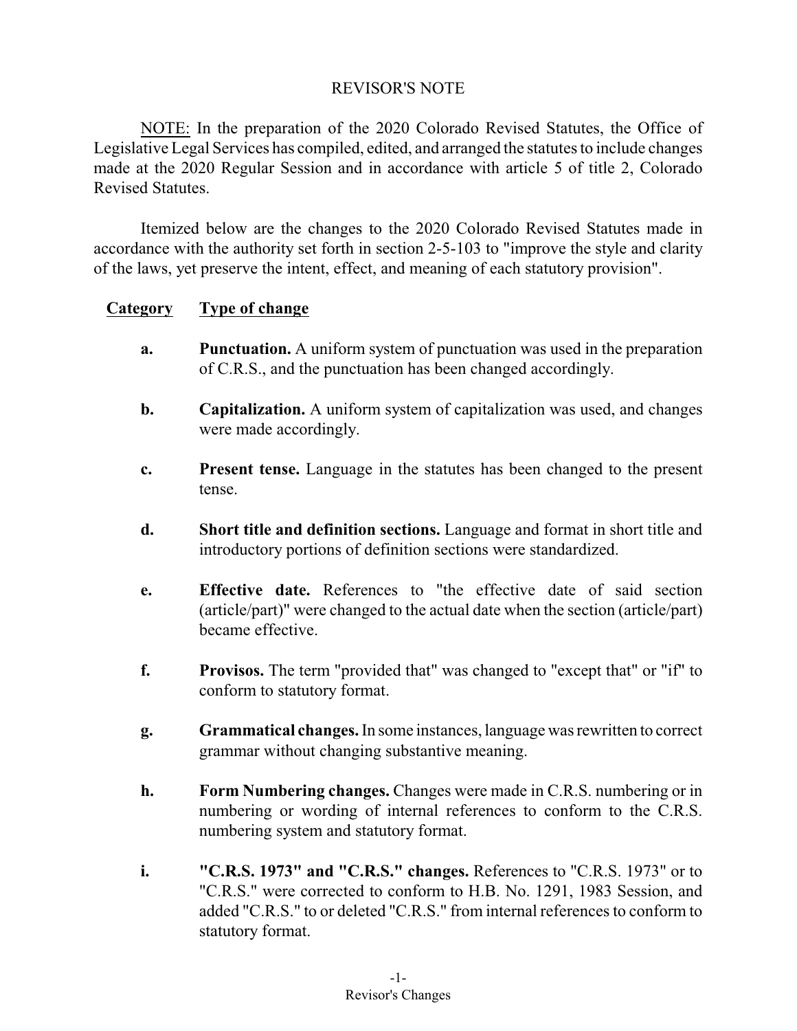## REVISOR'S NOTE

NOTE: In the preparation of the 2020 Colorado Revised Statutes, the Office of Legislative Legal Services has compiled, edited, and arranged the statutes to include changes made at the 2020 Regular Session and in accordance with article 5 of title 2, Colorado Revised Statutes.

Itemized below are the changes to the 2020 Colorado Revised Statutes made in accordance with the authority set forth in section 2-5-103 to "improve the style and clarity of the laws, yet preserve the intent, effect, and meaning of each statutory provision".

| Category | Type of change |
|---|---|
| **a.** | **Punctuation.** A uniform system of punctuation was used in the preparation of C.R.S., and the punctuation has been changed accordingly. |
| **b.** | **Capitalization.** A uniform system of capitalization was used, and changes were made accordingly. |
| **c.** | **Present tense.** Language in the statutes has been changed to the present tense. |
| **d.** | **Short title and definition sections.** Language and format in short title and introductory portions of definition sections were standardized. |
| **e.** | **Effective date.** References to "the effective date of said section (article/part)" were changed to the actual date when the section (article/part) became effective. |
| **f.** | **Provisos.** The term "provided that" was changed to "except that" or "if" to conform to statutory format. |
| **g.** | **Grammatical changes.** In some instances, language was rewritten to correct grammar without changing substantive meaning. |
| **h.** | **Form Numbering changes.** Changes were made in C.R.S. numbering or in numbering or wording of internal references to conform to the C.R.S. numbering system and statutory format. |
| **i.** | **"C.R.S. 1973" and "C.R.S." changes.** References to "C.R.S. 1973" or to "C.R.S." were corrected to conform to H.B. No. 1291, 1983 Session, and added "C.R.S." to or deleted "C.R.S." from internal references to conform to statutory format. |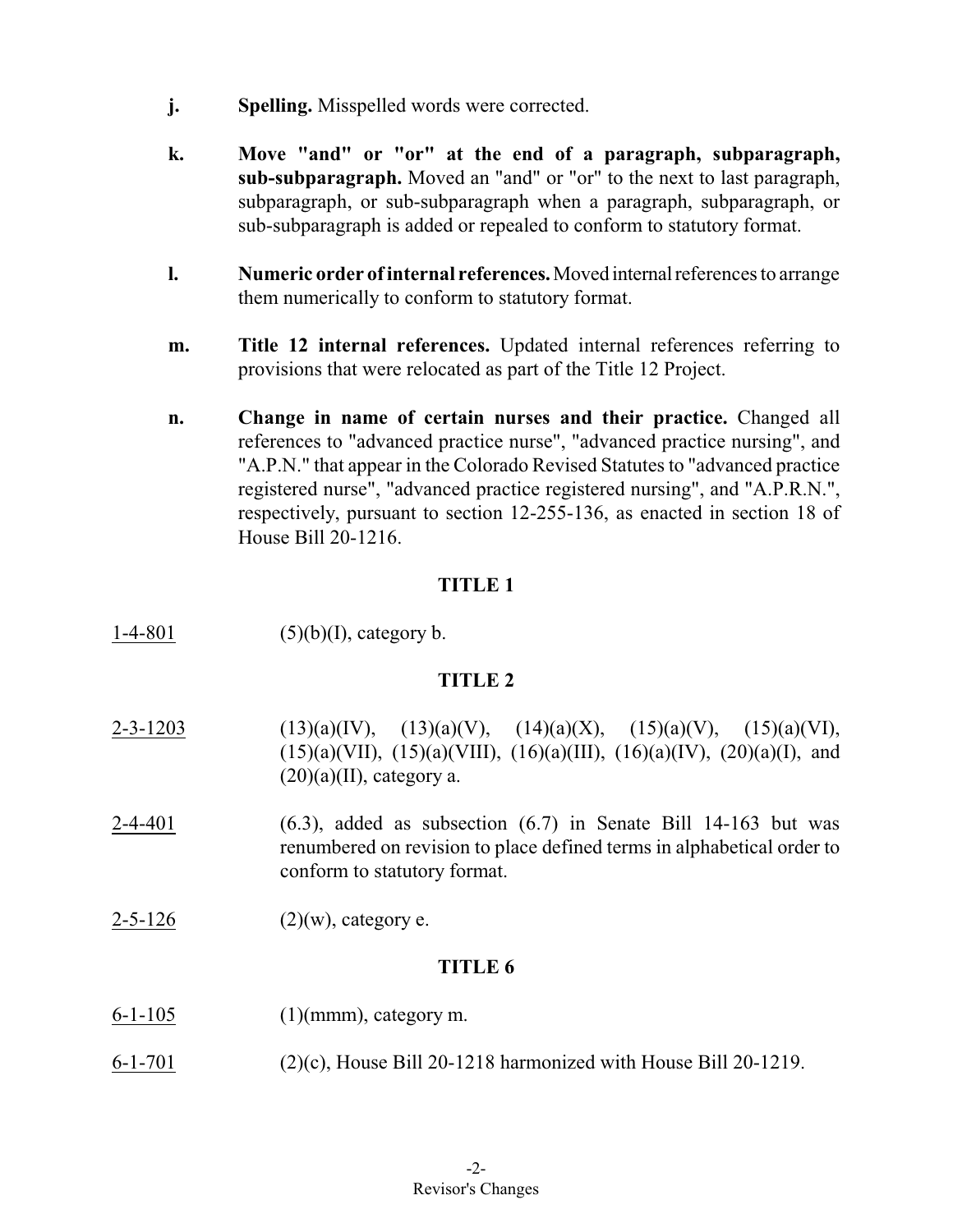**j.** **Spelling.** Misspelled words were corrected.

**k.** **Move "and" or "or" at the end of a paragraph, subparagraph, sub-subparagraph.** Moved an "and" or "or" to the next to last paragraph, subparagraph, or sub-subparagraph when a paragraph, subparagraph, or sub-subparagraph is added or repealed to conform to statutory format.

**l.** **Numeric order of internal references.** Moved internal references to arrange them numerically to conform to statutory format.

**m.** **Title 12 internal references.** Updated internal references referring to provisions that were relocated as part of the Title 12 Project.

**n.** **Change in name of certain nurses and their practice.** Changed all references to "advanced practice nurse", "advanced practice nursing", and "A.P.N." that appear in the Colorado Revised Statutes to "advanced practice registered nurse", "advanced practice registered nursing", and "A.P.R.N.", respectively, pursuant to section 12-255-136, as enacted in section 18 of House Bill 20-1216.

## TITLE 1

1-4-801 (5)(b)(I), category b.

## TITLE 2

2-3-1203 (13)(a)(IV), (13)(a)(V), (14)(a)(X), (15)(a)(V), (15)(a)(VI), (15)(a)(VII), (15)(a)(VIII), (16)(a)(III), (16)(a)(IV), (20)(a)(I), and (20)(a)(II), category a.

2-4-401 (6.3), added as subsection (6.7) in Senate Bill 14-163 but was renumbered on revision to place defined terms in alphabetical order to conform to statutory format.

2-5-126 (2)(w), category e.

## TITLE 6

6-1-105 (1)(mmm), category m.

6-1-701 (2)(c), House Bill 20-1218 harmonized with House Bill 20-1219.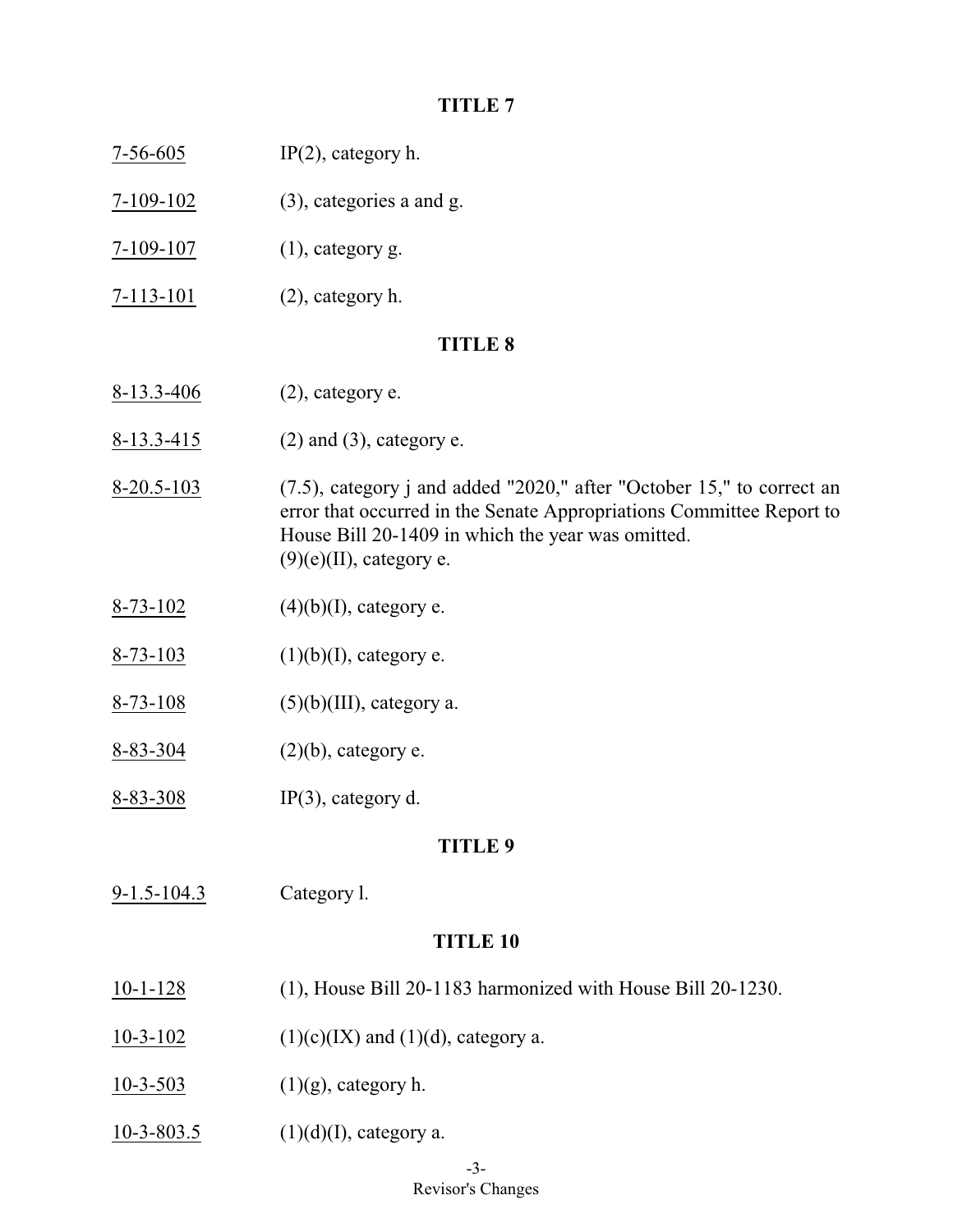**TITLE 7**

7-56-605 IP(2), category h.

7-109-102 (3), categories a and g.

7-109-107 (1), category g.

7-113-101 (2), category h.

**TITLE 8**

8-13.3-406 (2), category e.

8-13.3-415 (2) and (3), category e.

8-20.5-103 (7.5), category j and added "2020," after "October 15," to correct an error that occurred in the Senate Appropriations Committee Report to House Bill 20-1409 in which the year was omitted.
(9)(e)(II), category e.

8-73-102 (4)(b)(I), category e.

8-73-103 (1)(b)(I), category e.

8-73-108 (5)(b)(III), category a.

8-83-304 (2)(b), category e.

8-83-308 IP(3), category d.

**TITLE 9**

9-1.5-104.3 Category l.

**TITLE 10**

10-1-128 (1), House Bill 20-1183 harmonized with House Bill 20-1230.

10-3-102 (1)(c)(IX) and (1)(d), category a.

10-3-503 (1)(g), category h.

10-3-803.5 (1)(d)(I), category a.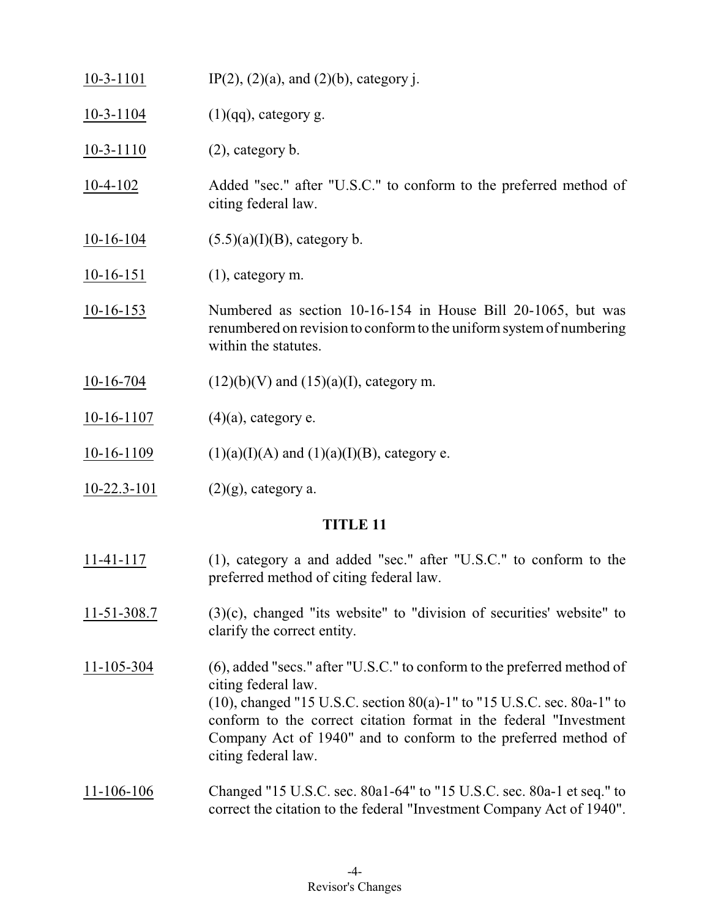10-3-1101 IP(2), (2)(a), and (2)(b), category j.

10-3-1104 (1)(qq), category g.

10-3-1110 (2), category b.

10-4-102 Added "sec." after "U.S.C." to conform to the preferred method of citing federal law.

10-16-104 (5.5)(a)(I)(B), category b.

10-16-151 (1), category m.

10-16-153 Numbered as section 10-16-154 in House Bill 20-1065, but was renumbered on revision to conform to the uniform system of numbering within the statutes.

10-16-704 (12)(b)(V) and (15)(a)(I), category m.

10-16-1107 (4)(a), category e.

10-16-1109 (1)(a)(I)(A) and (1)(a)(I)(B), category e.

10-22.3-101 (2)(g), category a.

## TITLE 11

11-41-117 (1), category a and added "sec." after "U.S.C." to conform to the preferred method of citing federal law.

11-51-308.7 (3)(c), changed "its website" to "division of securities' website" to clarify the correct entity.

11-105-304 (6), added "secs." after "U.S.C." to conform to the preferred method of citing federal law.
(10), changed "15 U.S.C. section 80(a)-1" to "15 U.S.C. sec. 80a-1" to conform to the correct citation format in the federal "Investment Company Act of 1940" and to conform to the preferred method of citing federal law.

11-106-106 Changed "15 U.S.C. sec. 80a1-64" to "15 U.S.C. sec. 80a-1 et seq." to correct the citation to the federal "Investment Company Act of 1940".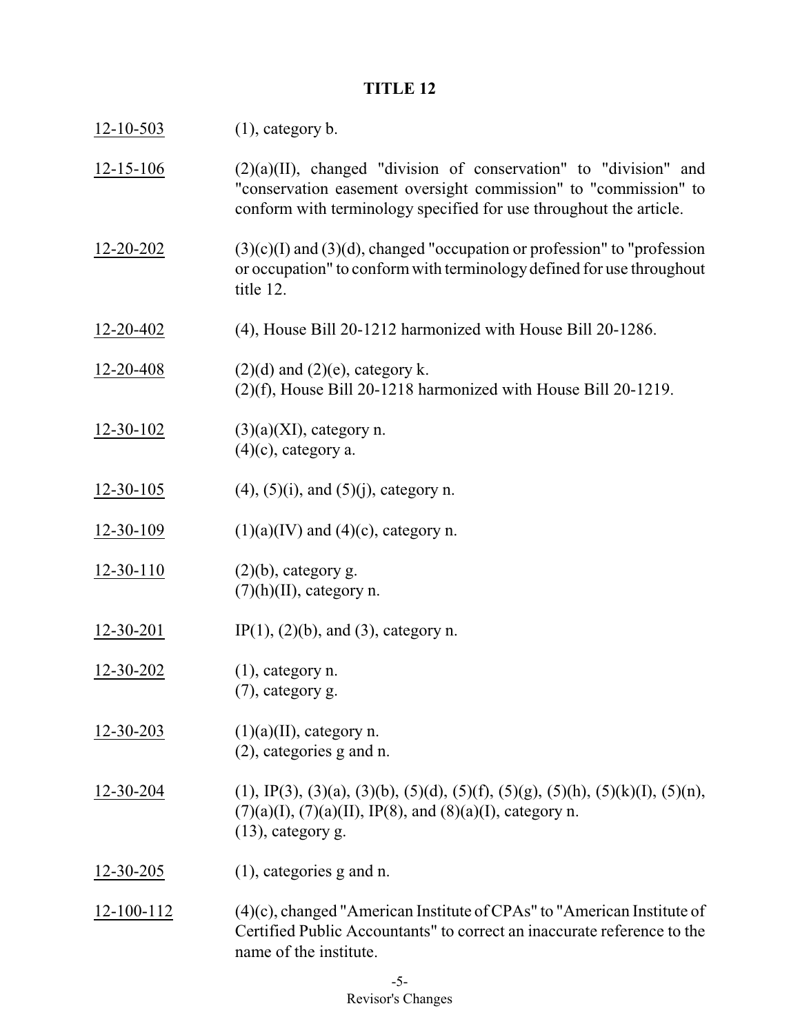# TITLE 12

| | |
|---|---|
| 12-10-503 | (1), category b. |
| 12-15-106 | (2)(a)(II), changed "division of conservation" to "division" and "conservation easement oversight commission" to "commission" to conform with terminology specified for use throughout the article. |
| 12-20-202 | (3)(c)(I) and (3)(d), changed "occupation or profession" to "profession or occupation" to conform with terminology defined for use throughout title 12. |
| 12-20-402 | (4), House Bill 20-1212 harmonized with House Bill 20-1286. |
| 12-20-408 | (2)(d) and (2)(e), category k.<br>(2)(f), House Bill 20-1218 harmonized with House Bill 20-1219. |
| 12-30-102 | (3)(a)(XI), category n.<br>(4)(c), category a. |
| 12-30-105 | (4), (5)(i), and (5)(j), category n. |
| 12-30-109 | (1)(a)(IV) and (4)(c), category n. |
| 12-30-110 | (2)(b), category g.<br>(7)(h)(II), category n. |
| 12-30-201 | IP(1), (2)(b), and (3), category n. |
| 12-30-202 | (1), category n.<br>(7), category g. |
| 12-30-203 | (1)(a)(II), category n.<br>(2), categories g and n. |
| 12-30-204 | (1), IP(3), (3)(a), (3)(b), (5)(d), (5)(f), (5)(g), (5)(h), (5)(k)(I), (5)(n), (7)(a)(I), (7)(a)(II), IP(8), and (8)(a)(I), category n.<br>(13), category g. |
| 12-30-205 | (1), categories g and n. |
| 12-100-112 | (4)(c), changed "American Institute of CPAs" to "American Institute of Certified Public Accountants" to correct an inaccurate reference to the name of the institute. |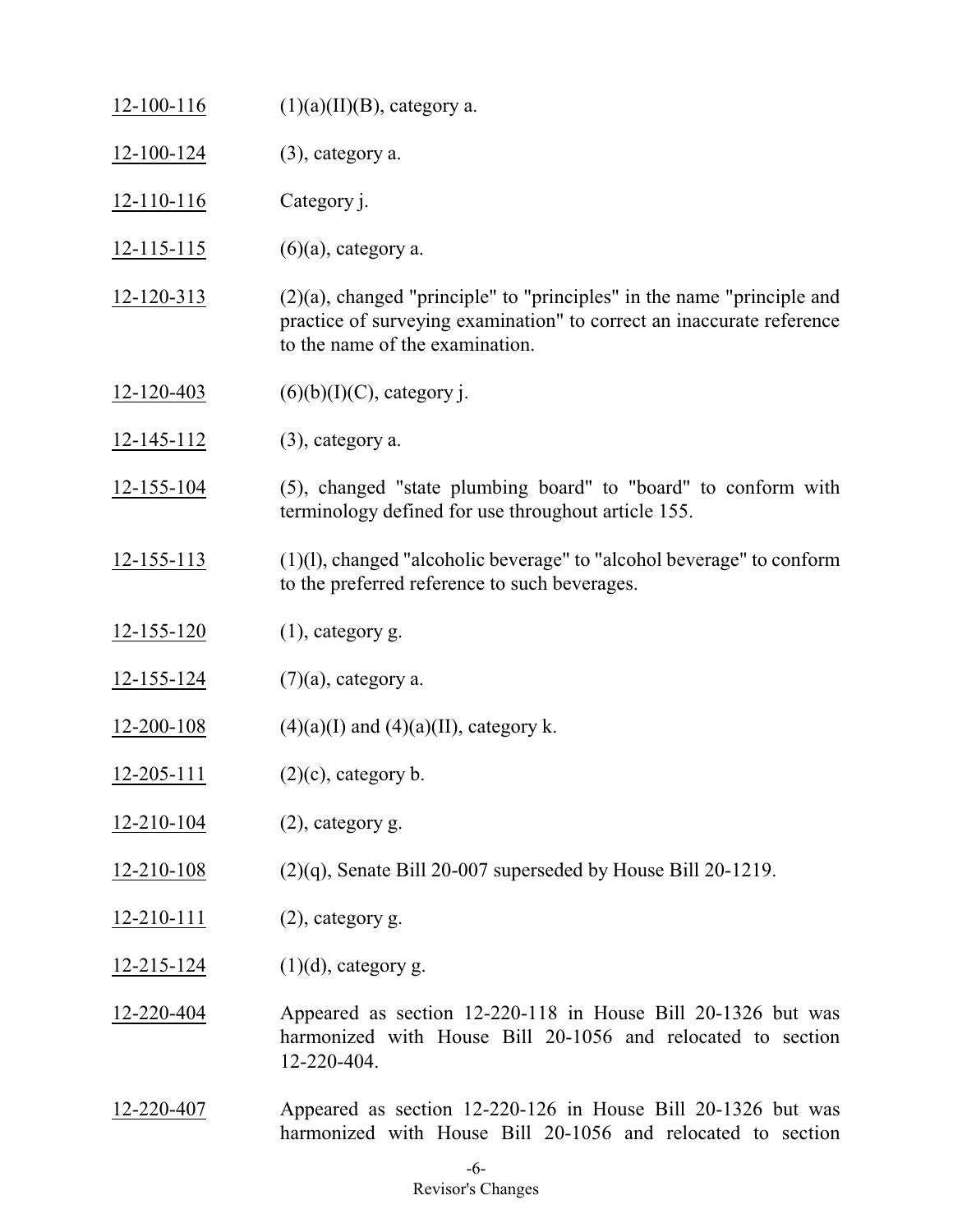12-100-116 (1)(a)(II)(B), category a.

12-100-124 (3), category a.

12-110-116 Category j.

12-115-115 (6)(a), category a.

12-120-313 (2)(a), changed "principle" to "principles" in the name "principle and practice of surveying examination" to correct an inaccurate reference to the name of the examination.

12-120-403 (6)(b)(I)(C), category j.

12-145-112 (3), category a.

12-155-104 (5), changed "state plumbing board" to "board" to conform with terminology defined for use throughout article 155.

12-155-113 (1)(l), changed "alcoholic beverage" to "alcohol beverage" to conform to the preferred reference to such beverages.

12-155-120 (1), category g.

12-155-124 (7)(a), category a.

12-200-108 (4)(a)(I) and (4)(a)(II), category k.

12-205-111 (2)(c), category b.

12-210-104 (2), category g.

12-210-108 (2)(q), Senate Bill 20-007 superseded by House Bill 20-1219.

12-210-111 (2), category g.

12-215-124 (1)(d), category g.

12-220-404 Appeared as section 12-220-118 in House Bill 20-1326 but was harmonized with House Bill 20-1056 and relocated to section 12-220-404.

12-220-407 Appeared as section 12-220-126 in House Bill 20-1326 but was harmonized with House Bill 20-1056 and relocated to section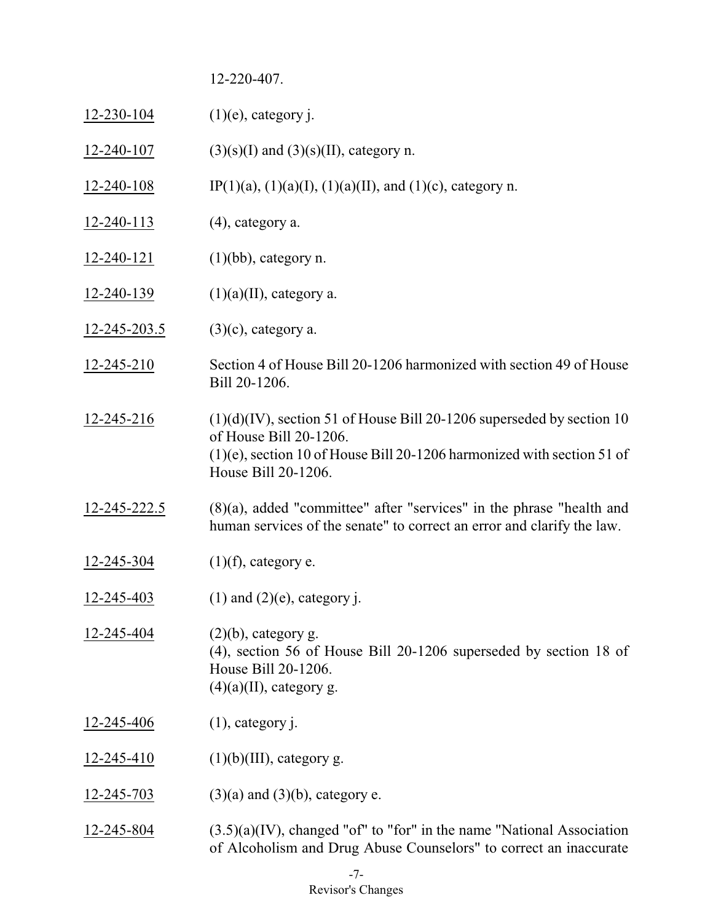12-220-407.

| | |
|---|---|
| 12-230-104 | (1)(e), category j. |
| 12-240-107 | (3)(s)(I) and (3)(s)(II), category n. |
| 12-240-108 | IP(1)(a), (1)(a)(I), (1)(a)(II), and (1)(c), category n. |
| 12-240-113 | (4), category a. |
| 12-240-121 | (1)(bb), category n. |
| 12-240-139 | (1)(a)(II), category a. |
| 12-245-203.5 | (3)(c), category a. |
| 12-245-210 | Section 4 of House Bill 20-1206 harmonized with section 49 of House Bill 20-1206. |
| 12-245-216 | (1)(d)(IV), section 51 of House Bill 20-1206 superseded by section 10 of House Bill 20-1206.<br>(1)(e), section 10 of House Bill 20-1206 harmonized with section 51 of House Bill 20-1206. |
| 12-245-222.5 | (8)(a), added "committee" after "services" in the phrase "health and human services of the senate" to correct an error and clarify the law. |
| 12-245-304 | (1)(f), category e. |
| 12-245-403 | (1) and (2)(e), category j. |
| 12-245-404 | (2)(b), category g.<br>(4), section 56 of House Bill 20-1206 superseded by section 18 of House Bill 20-1206.<br>(4)(a)(II), category g. |
| 12-245-406 | (1), category j. |
| 12-245-410 | (1)(b)(III), category g. |
| 12-245-703 | (3)(a) and (3)(b), category e. |
| 12-245-804 | (3.5)(a)(IV), changed "of" to "for" in the name "National Association of Alcoholism and Drug Abuse Counselors" to correct an inaccurate |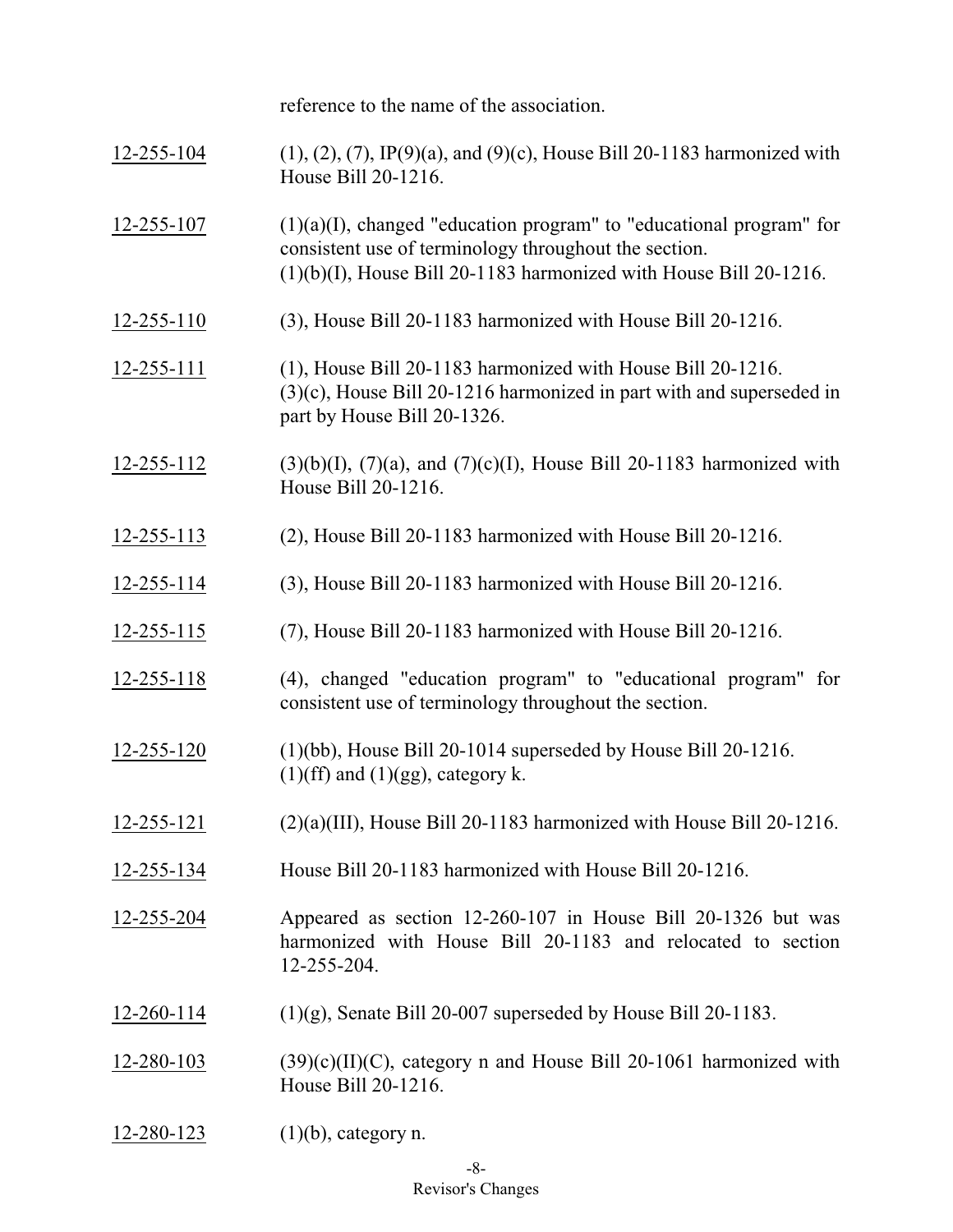reference to the name of the association.

| | |
|---|---|
| <u>12-255-104</u> | (1), (2), (7), IP(9)(a), and (9)(c), House Bill 20-1183 harmonized with House Bill 20-1216. |
| <u>12-255-107</u> | (1)(a)(I), changed "education program" to "educational program" for consistent use of terminology throughout the section.<br>(1)(b)(I), House Bill 20-1183 harmonized with House Bill 20-1216. |
| <u>12-255-110</u> | (3), House Bill 20-1183 harmonized with House Bill 20-1216. |
| <u>12-255-111</u> | (1), House Bill 20-1183 harmonized with House Bill 20-1216.<br>(3)(c), House Bill 20-1216 harmonized in part with and superseded in part by House Bill 20-1326. |
| <u>12-255-112</u> | (3)(b)(I), (7)(a), and (7)(c)(I), House Bill 20-1183 harmonized with House Bill 20-1216. |
| <u>12-255-113</u> | (2), House Bill 20-1183 harmonized with House Bill 20-1216. |
| <u>12-255-114</u> | (3), House Bill 20-1183 harmonized with House Bill 20-1216. |
| <u>12-255-115</u> | (7), House Bill 20-1183 harmonized with House Bill 20-1216. |
| <u>12-255-118</u> | (4), changed "education program" to "educational program" for consistent use of terminology throughout the section. |
| <u>12-255-120</u> | (1)(bb), House Bill 20-1014 superseded by House Bill 20-1216.<br>(1)(ff) and (1)(gg), category k. |
| <u>12-255-121</u> | (2)(a)(III), House Bill 20-1183 harmonized with House Bill 20-1216. |
| <u>12-255-134</u> | House Bill 20-1183 harmonized with House Bill 20-1216. |
| <u>12-255-204</u> | Appeared as section 12-260-107 in House Bill 20-1326 but was harmonized with House Bill 20-1183 and relocated to section 12-255-204. |
| <u>12-260-114</u> | (1)(g), Senate Bill 20-007 superseded by House Bill 20-1183. |
| <u>12-280-103</u> | (39)(c)(II)(C), category n and House Bill 20-1061 harmonized with House Bill 20-1216. |
| <u>12-280-123</u> | (1)(b), category n. |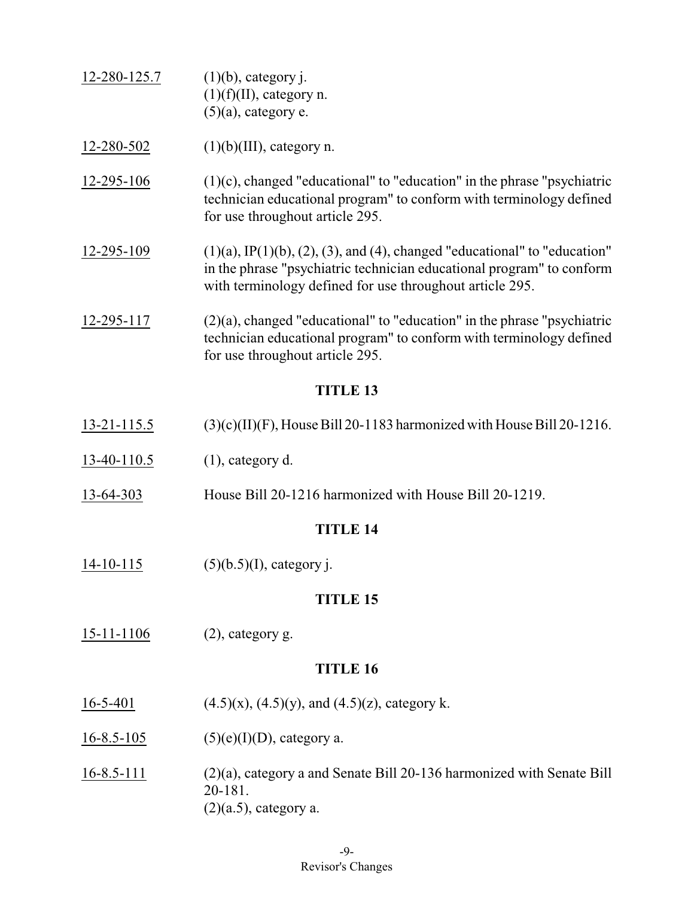12-280-125.7 (1)(b), category j.
(1)(f)(II), category n.
(5)(a), category e.

12-280-502 (1)(b)(III), category n.

12-295-106 (1)(c), changed "educational" to "education" in the phrase "psychiatric technician educational program" to conform with terminology defined for use throughout article 295.

12-295-109 (1)(a), IP(1)(b), (2), (3), and (4), changed "educational" to "education" in the phrase "psychiatric technician educational program" to conform with terminology defined for use throughout article 295.

12-295-117 (2)(a), changed "educational" to "education" in the phrase "psychiatric technician educational program" to conform with terminology defined for use throughout article 295.

## TITLE 13

13-21-115.5 (3)(c)(II)(F), House Bill 20-1183 harmonized with House Bill 20-1216.

13-40-110.5 (1), category d.

13-64-303 House Bill 20-1216 harmonized with House Bill 20-1219.

## TITLE 14

14-10-115 (5)(b.5)(I), category j.

## TITLE 15

15-11-1106 (2), category g.

## TITLE 16

16-5-401 (4.5)(x), (4.5)(y), and (4.5)(z), category k.

16-8.5-105 (5)(e)(I)(D), category a.

16-8.5-111 (2)(a), category a and Senate Bill 20-136 harmonized with Senate Bill 20-181.
(2)(a.5), category a.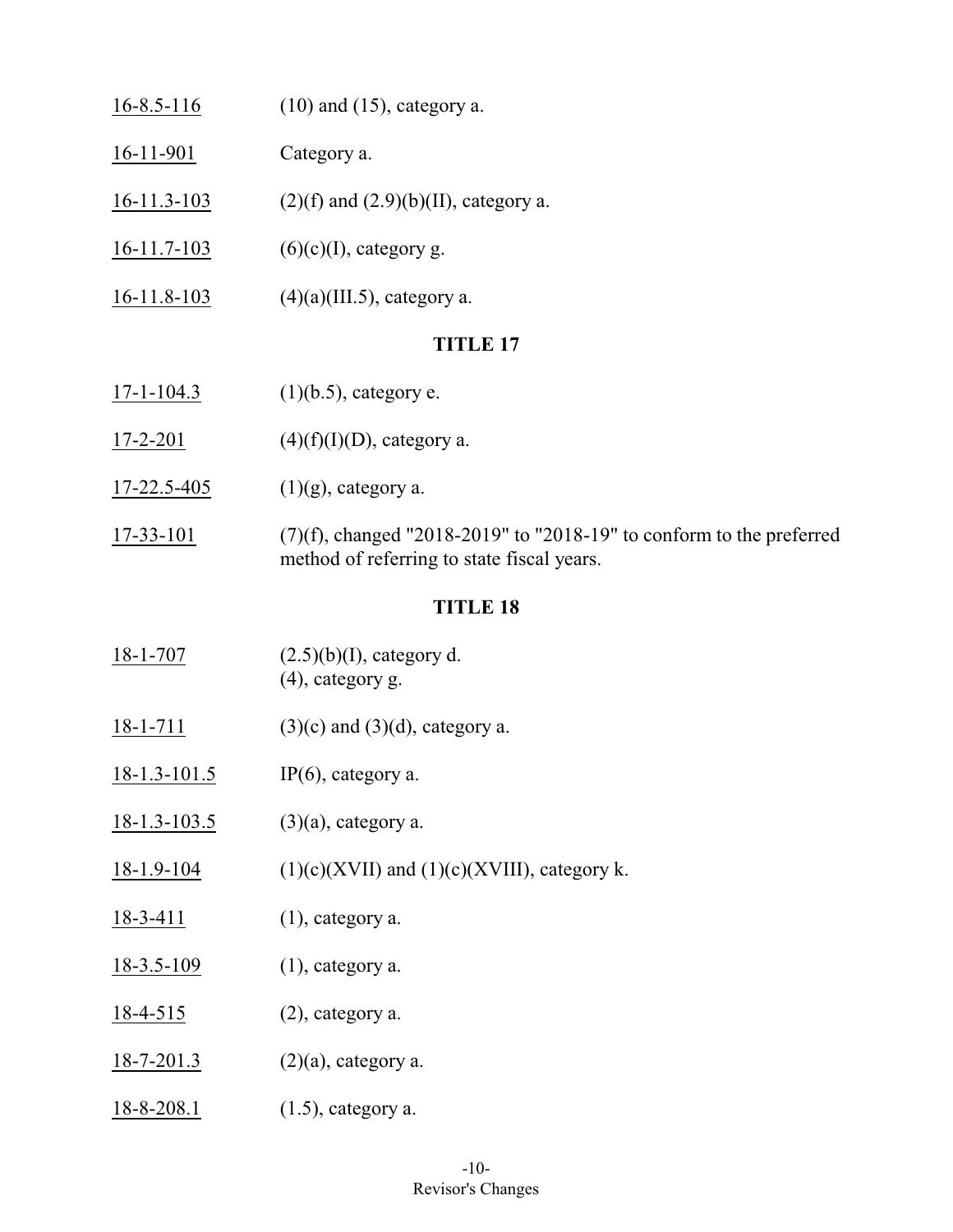16-8.5-116 (10) and (15), category a.

16-11-901 Category a.

16-11.3-103 (2)(f) and (2.9)(b)(II), category a.

16-11.7-103 (6)(c)(I), category g.

16-11.8-103 (4)(a)(III.5), category a.

## TITLE 17

17-1-104.3 (1)(b.5), category e.

17-2-201 (4)(f)(I)(D), category a.

17-22.5-405 (1)(g), category a.

17-33-101 (7)(f), changed "2018-2019" to "2018-19" to conform to the preferred method of referring to state fiscal years.

## TITLE 18

18-1-707 (2.5)(b)(I), category d.
(4), category g.

18-1-711 (3)(c) and (3)(d), category a.

18-1.3-101.5 IP(6), category a.

18-1.3-103.5 (3)(a), category a.

18-1.9-104 (1)(c)(XVII) and (1)(c)(XVIII), category k.

18-3-411 (1), category a.

18-3.5-109 (1), category a.

18-4-515 (2), category a.

18-7-201.3 (2)(a), category a.

18-8-208.1 (1.5), category a.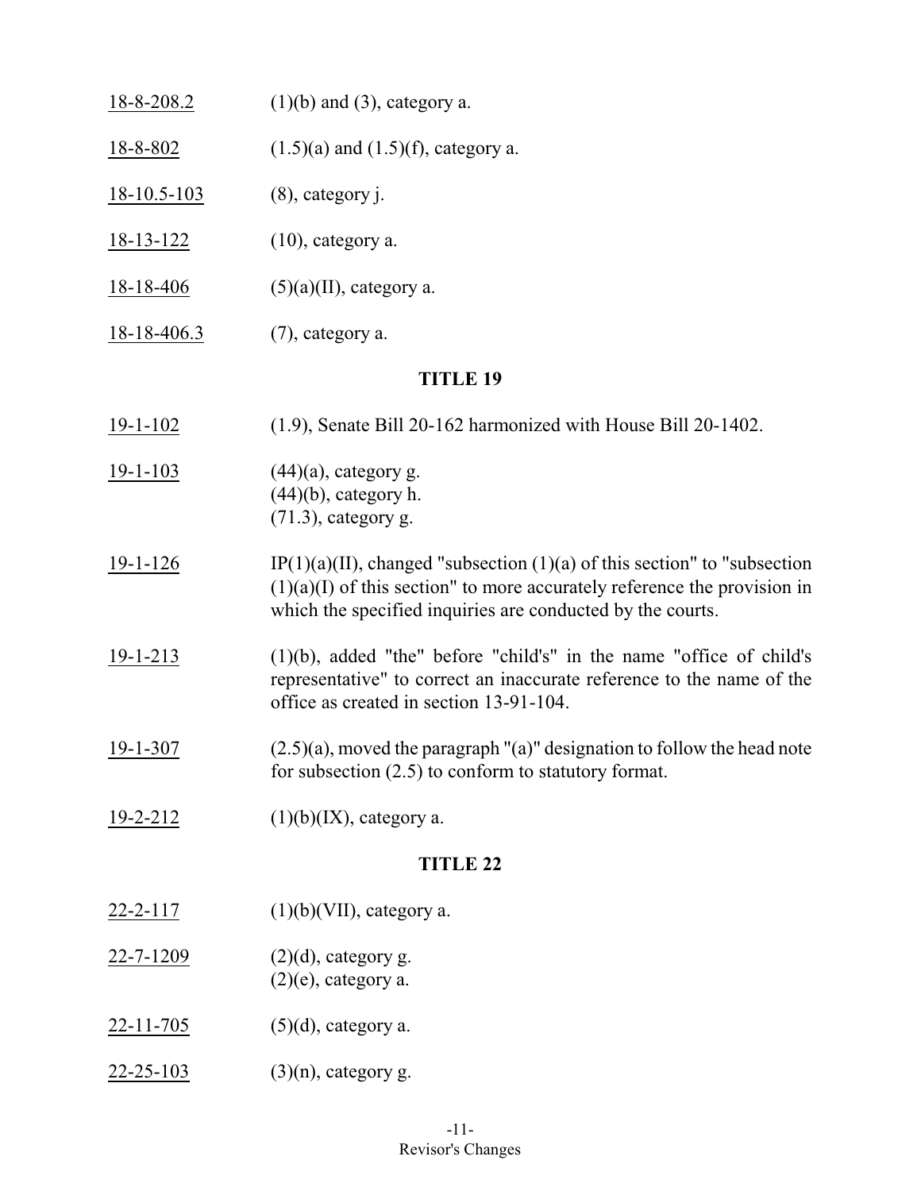18-8-208.2 (1)(b) and (3), category a.

18-8-802 (1.5)(a) and (1.5)(f), category a.

18-10.5-103 (8), category j.

18-13-122 (10), category a.

18-18-406 (5)(a)(II), category a.

18-18-406.3 (7), category a.

## TITLE 19

19-1-102 (1.9), Senate Bill 20-162 harmonized with House Bill 20-1402.

19-1-103 (44)(a), category g.
(44)(b), category h.
(71.3), category g.

19-1-126 IP(1)(a)(II), changed "subsection (1)(a) of this section" to "subsection (1)(a)(I) of this section" to more accurately reference the provision in which the specified inquiries are conducted by the courts.

19-1-213 (1)(b), added "the" before "child's" in the name "office of child's representative" to correct an inaccurate reference to the name of the office as created in section 13-91-104.

19-1-307 (2.5)(a), moved the paragraph "(a)" designation to follow the head note for subsection (2.5) to conform to statutory format.

19-2-212 (1)(b)(IX), category a.

## TITLE 22

22-2-117 (1)(b)(VII), category a.

22-7-1209 (2)(d), category g.
(2)(e), category a.

22-11-705 (5)(d), category a.

22-25-103 (3)(n), category g.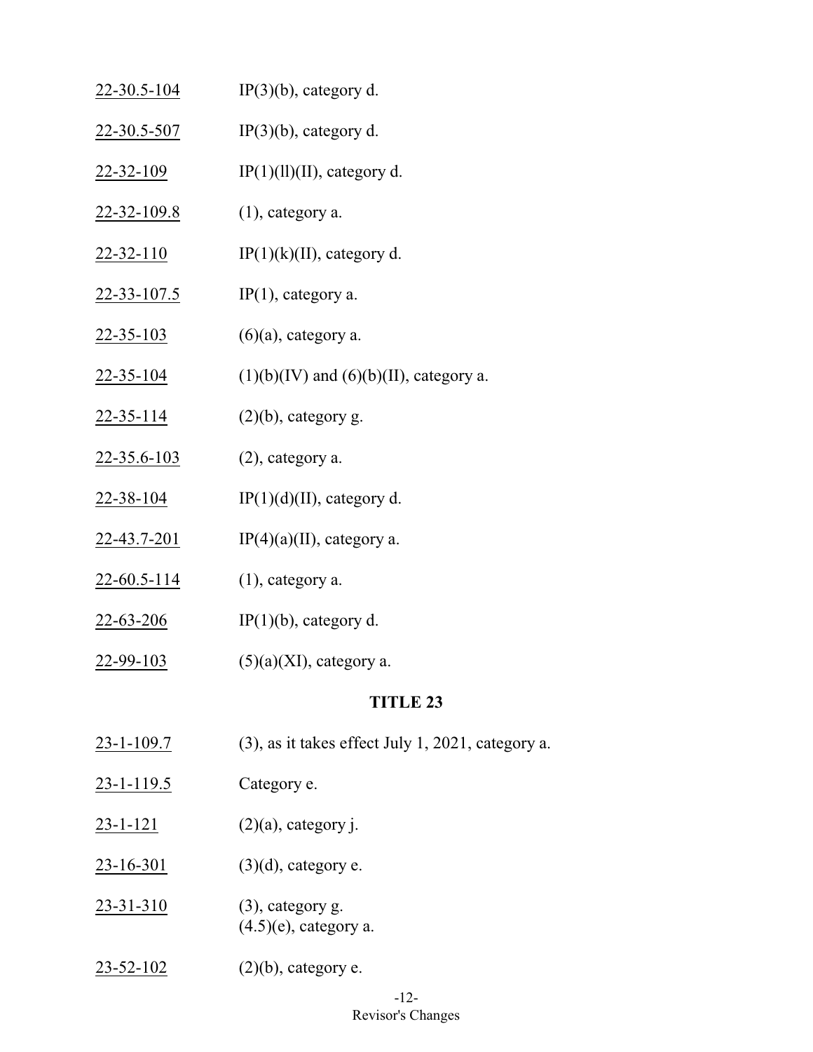22-30.5-104 IP(3)(b), category d.

22-30.5-507 IP(3)(b), category d.

22-32-109 IP(1)(ll)(II), category d.

22-32-109.8 (1), category a.

22-32-110 IP(1)(k)(II), category d.

22-33-107.5 IP(1), category a.

22-35-103 (6)(a), category a.

22-35-104 (1)(b)(IV) and (6)(b)(II), category a.

22-35-114 (2)(b), category g.

22-35.6-103 (2), category a.

22-38-104 IP(1)(d)(II), category d.

22-43.7-201 IP(4)(a)(II), category a.

22-60.5-114 (1), category a.

22-63-206 IP(1)(b), category d.

22-99-103 (5)(a)(XI), category a.

**TITLE 23**

23-1-109.7 (3), as it takes effect July 1, 2021, category a.

23-1-119.5 Category e.

23-1-121 (2)(a), category j.

23-16-301 (3)(d), category e.

23-31-310 (3), category g.
(4.5)(e), category a.

23-52-102 (2)(b), category e.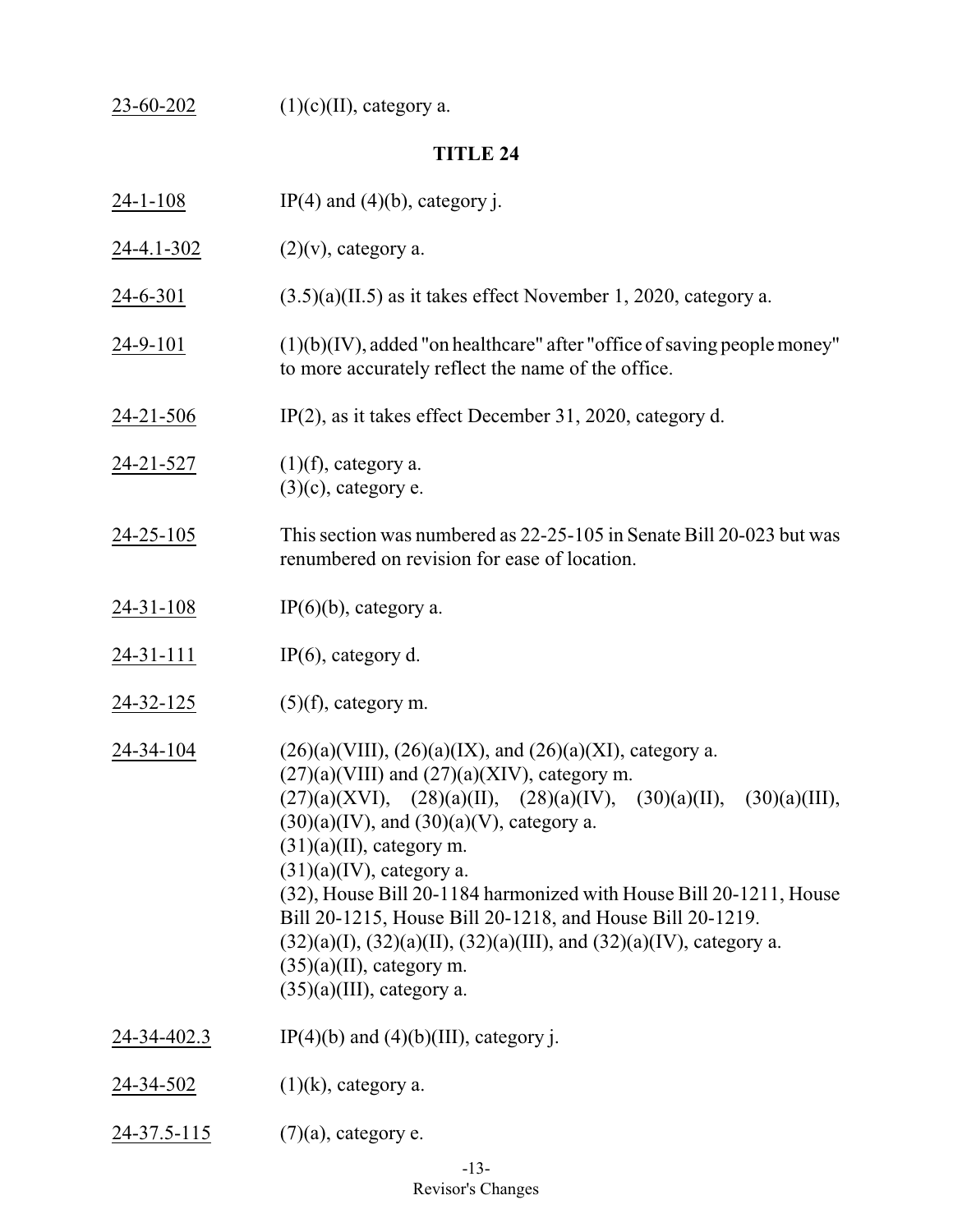23-60-202 (1)(c)(II), category a.

## TITLE 24

24-1-108 IP(4) and (4)(b), category j.

24-4.1-302 (2)(v), category a.

24-6-301 (3.5)(a)(II.5) as it takes effect November 1, 2020, category a.

24-9-101 (1)(b)(IV), added "on healthcare" after "office of saving people money" to more accurately reflect the name of the office.

24-21-506 IP(2), as it takes effect December 31, 2020, category d.

24-21-527 (1)(f), category a.
(3)(c), category e.

24-25-105 This section was numbered as 22-25-105 in Senate Bill 20-023 but was renumbered on revision for ease of location.

24-31-108 IP(6)(b), category a.

24-31-111 IP(6), category d.

24-32-125 (5)(f), category m.

24-34-104 (26)(a)(VIII), (26)(a)(IX), and (26)(a)(XI), category a.
(27)(a)(VIII) and (27)(a)(XIV), category m.
(27)(a)(XVI), (28)(a)(II), (28)(a)(IV), (30)(a)(II), (30)(a)(III), (30)(a)(IV), and (30)(a)(V), category a.
(31)(a)(II), category m.
(31)(a)(IV), category a.
(32), House Bill 20-1184 harmonized with House Bill 20-1211, House Bill 20-1215, House Bill 20-1218, and House Bill 20-1219.
(32)(a)(I), (32)(a)(II), (32)(a)(III), and (32)(a)(IV), category a.
(35)(a)(II), category m.
(35)(a)(III), category a.

24-34-402.3 IP(4)(b) and (4)(b)(III), category j.

24-34-502 (1)(k), category a.

24-37.5-115 (7)(a), category e.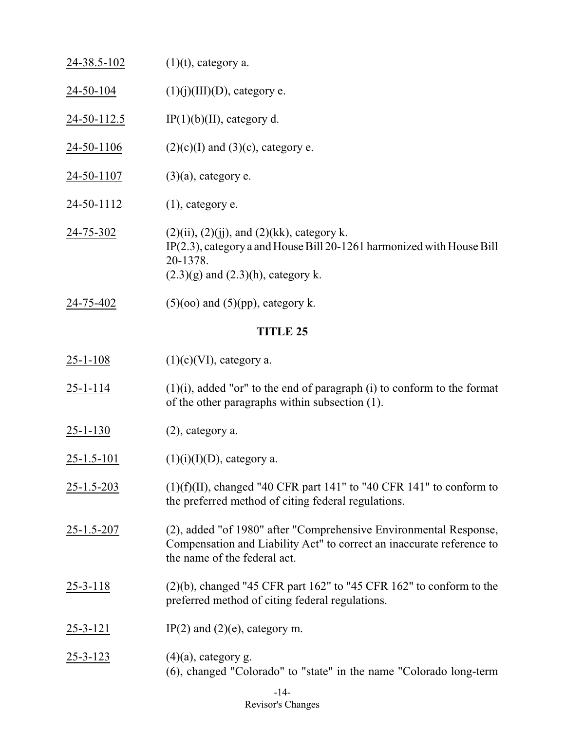<u>24-38.5-102</u> (1)(t), category a.

<u>24-50-104</u> (1)(j)(III)(D), category e.

<u>24-50-112.5</u> IP(1)(b)(II), category d.

<u>24-50-1106</u> (2)(c)(I) and (3)(c), category e.

<u>24-50-1107</u> (3)(a), category e.

<u>24-50-1112</u> (1), category e.

<u>24-75-302</u> (2)(ii), (2)(jj), and (2)(kk), category k.
IP(2.3), category a and House Bill 20-1261 harmonized with House Bill 20-1378.
(2.3)(g) and (2.3)(h), category k.

<u>24-75-402</u> (5)(oo) and (5)(pp), category k.

**TITLE 25**

<u>25-1-108</u> (1)(c)(VI), category a.

<u>25-1-114</u> (1)(i), added "or" to the end of paragraph (i) to conform to the format of the other paragraphs within subsection (1).

<u>25-1-130</u> (2), category a.

<u>25-1.5-101</u> (1)(i)(I)(D), category a.

<u>25-1.5-203</u> (1)(f)(II), changed "40 CFR part 141" to "40 CFR 141" to conform to the preferred method of citing federal regulations.

<u>25-1.5-207</u> (2), added "of 1980" after "Comprehensive Environmental Response, Compensation and Liability Act" to correct an inaccurate reference to the name of the federal act.

<u>25-3-118</u> (2)(b), changed "45 CFR part 162" to "45 CFR 162" to conform to the preferred method of citing federal regulations.

<u>25-3-121</u> IP(2) and (2)(e), category m.

<u>25-3-123</u> (4)(a), category g.
(6), changed "Colorado" to "state" in the name "Colorado long-term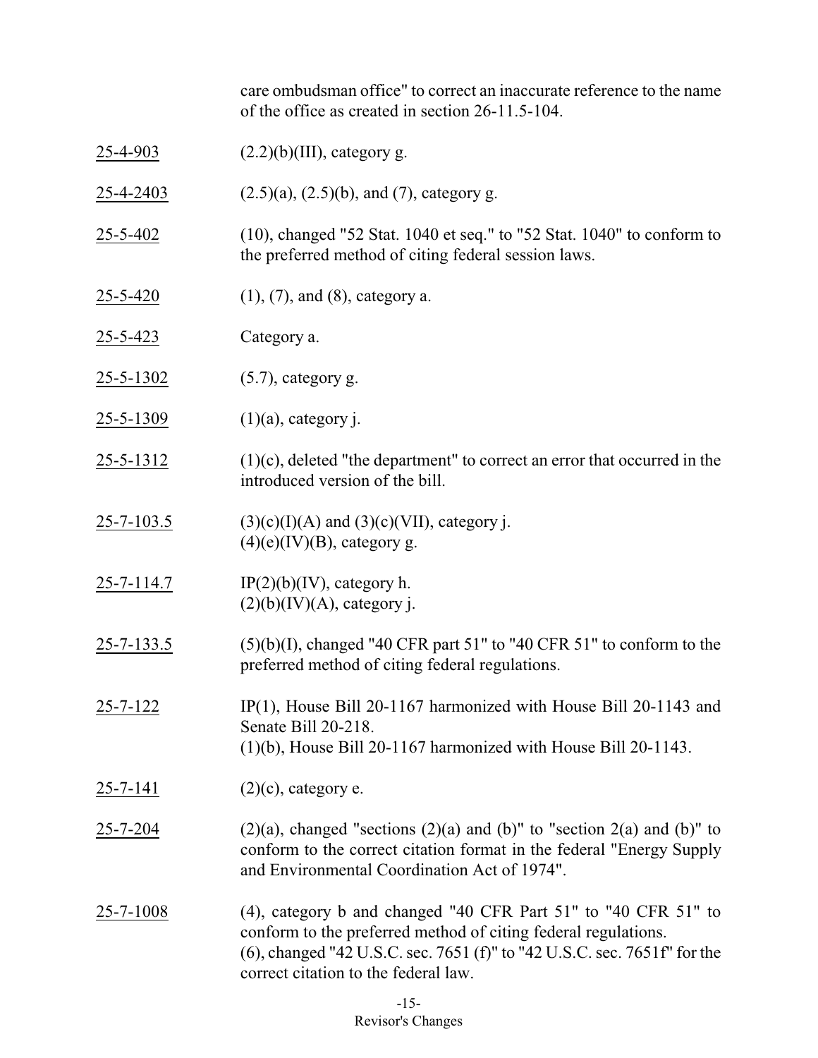care ombudsman office" to correct an inaccurate reference to the name of the office as created in section 26-11.5-104.

| | |
|---|---|
| 25-4-903 | (2.2)(b)(III), category g. |
| 25-4-2403 | (2.5)(a), (2.5)(b), and (7), category g. |
| 25-5-402 | (10), changed "52 Stat. 1040 et seq." to "52 Stat. 1040" to conform to the preferred method of citing federal session laws. |
| 25-5-420 | (1), (7), and (8), category a. |
| 25-5-423 | Category a. |
| 25-5-1302 | (5.7), category g. |
| 25-5-1309 | (1)(a), category j. |
| 25-5-1312 | (1)(c), deleted "the department" to correct an error that occurred in the introduced version of the bill. |
| 25-7-103.5 | (3)(c)(I)(A) and (3)(c)(VII), category j.<br>(4)(e)(IV)(B), category g. |
| 25-7-114.7 | IP(2)(b)(IV), category h.<br>(2)(b)(IV)(A), category j. |
| 25-7-133.5 | (5)(b)(I), changed "40 CFR part 51" to "40 CFR 51" to conform to the preferred method of citing federal regulations. |
| 25-7-122 | IP(1), House Bill 20-1167 harmonized with House Bill 20-1143 and Senate Bill 20-218.<br>(1)(b), House Bill 20-1167 harmonized with House Bill 20-1143. |
| 25-7-141 | (2)(c), category e. |
| 25-7-204 | (2)(a), changed "sections (2)(a) and (b)" to "section 2(a) and (b)" to conform to the correct citation format in the federal "Energy Supply and Environmental Coordination Act of 1974". |
| 25-7-1008 | (4), category b and changed "40 CFR Part 51" to "40 CFR 51" to conform to the preferred method of citing federal regulations.<br>(6), changed "42 U.S.C. sec. 7651 (f)" to "42 U.S.C. sec. 7651f" for the correct citation to the federal law. |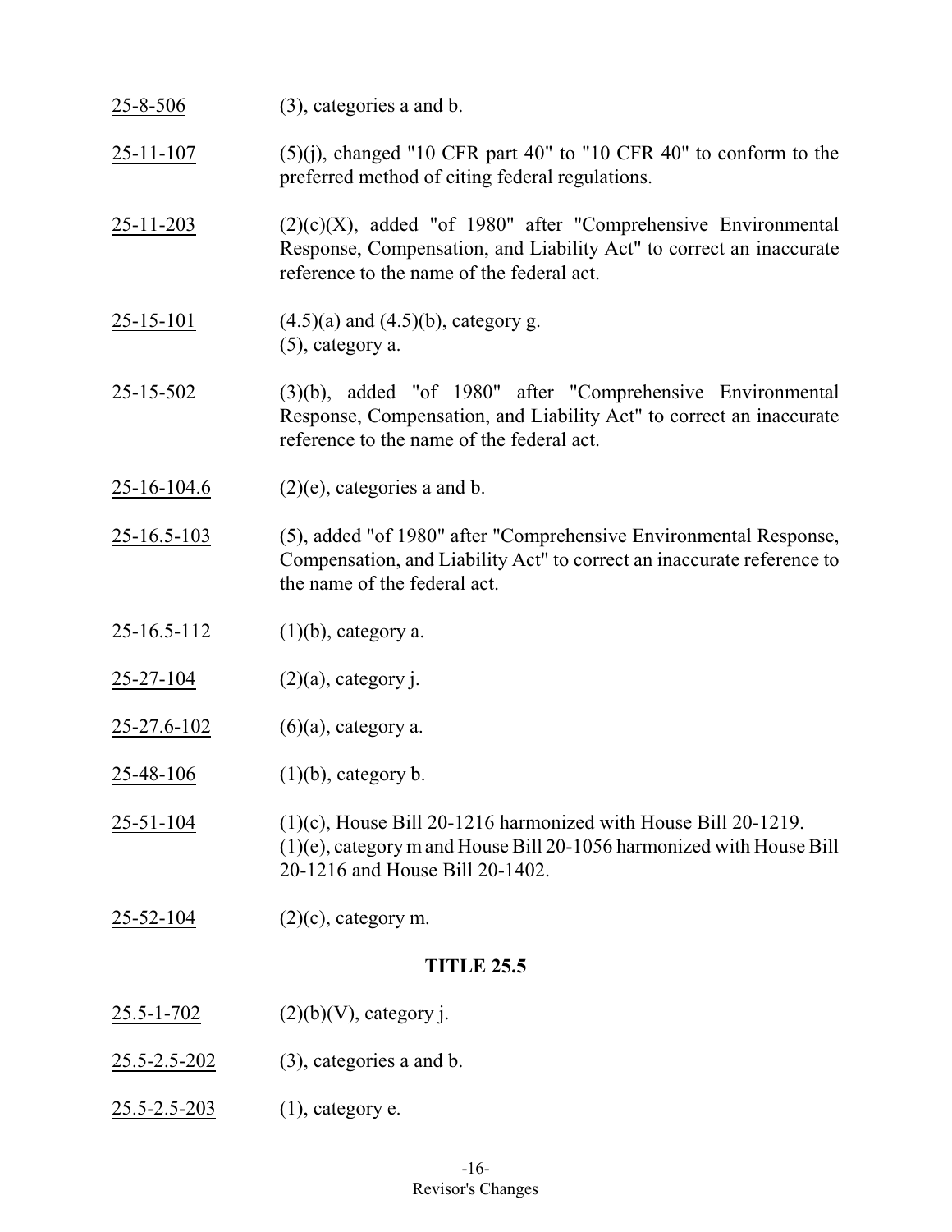25-8-506 (3), categories a and b.

25-11-107 (5)(j), changed "10 CFR part 40" to "10 CFR 40" to conform to the preferred method of citing federal regulations.

25-11-203 (2)(c)(X), added "of 1980" after "Comprehensive Environmental Response, Compensation, and Liability Act" to correct an inaccurate reference to the name of the federal act.

25-15-101 (4.5)(a) and (4.5)(b), category g.
(5), category a.

25-15-502 (3)(b), added "of 1980" after "Comprehensive Environmental Response, Compensation, and Liability Act" to correct an inaccurate reference to the name of the federal act.

25-16-104.6 (2)(e), categories a and b.

25-16.5-103 (5), added "of 1980" after "Comprehensive Environmental Response, Compensation, and Liability Act" to correct an inaccurate reference to the name of the federal act.

25-16.5-112 (1)(b), category a.

25-27-104 (2)(a), category j.

25-27.6-102 (6)(a), category a.

25-48-106 (1)(b), category b.

25-51-104 (1)(c), House Bill 20-1216 harmonized with House Bill 20-1219.
(1)(e), category m and House Bill 20-1056 harmonized with House Bill 20-1216 and House Bill 20-1402.

25-52-104 (2)(c), category m.

## TITLE 25.5

25.5-1-702 (2)(b)(V), category j.

25.5-2.5-202 (3), categories a and b.

25.5-2.5-203 (1), category e.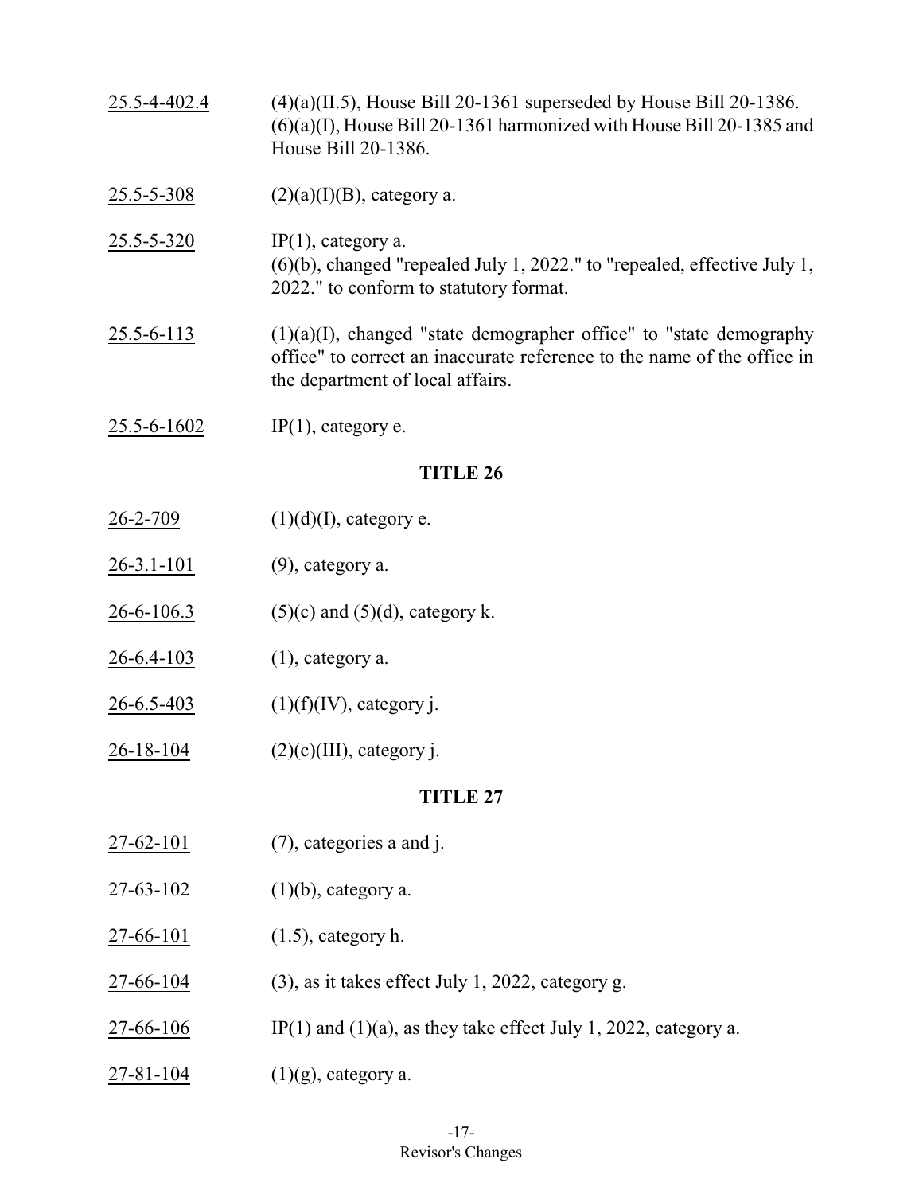<u>25.5-4-402.4</u> (4)(a)(II.5), House Bill 20-1361 superseded by House Bill 20-1386. (6)(a)(I), House Bill 20-1361 harmonized with House Bill 20-1385 and House Bill 20-1386.

<u>25.5-5-308</u> (2)(a)(I)(B), category a.

<u>25.5-5-320</u> IP(1), category a.
(6)(b), changed "repealed July 1, 2022." to "repealed, effective July 1, 2022." to conform to statutory format.

<u>25.5-6-113</u> (1)(a)(I), changed "state demographer office" to "state demography office" to correct an inaccurate reference to the name of the office in the department of local affairs.

<u>25.5-6-1602</u> IP(1), category e.

## TITLE 26

<u>26-2-709</u> (1)(d)(I), category e.

<u>26-3.1-101</u> (9), category a.

<u>26-6-106.3</u> (5)(c) and (5)(d), category k.

<u>26-6.4-103</u> (1), category a.

<u>26-6.5-403</u> (1)(f)(IV), category j.

<u>26-18-104</u> (2)(c)(III), category j.

## TITLE 27

<u>27-62-101</u> (7), categories a and j.

<u>27-63-102</u> (1)(b), category a.

<u>27-66-101</u> (1.5), category h.

<u>27-66-104</u> (3), as it takes effect July 1, 2022, category g.

<u>27-66-106</u> IP(1) and (1)(a), as they take effect July 1, 2022, category a.

<u>27-81-104</u> (1)(g), category a.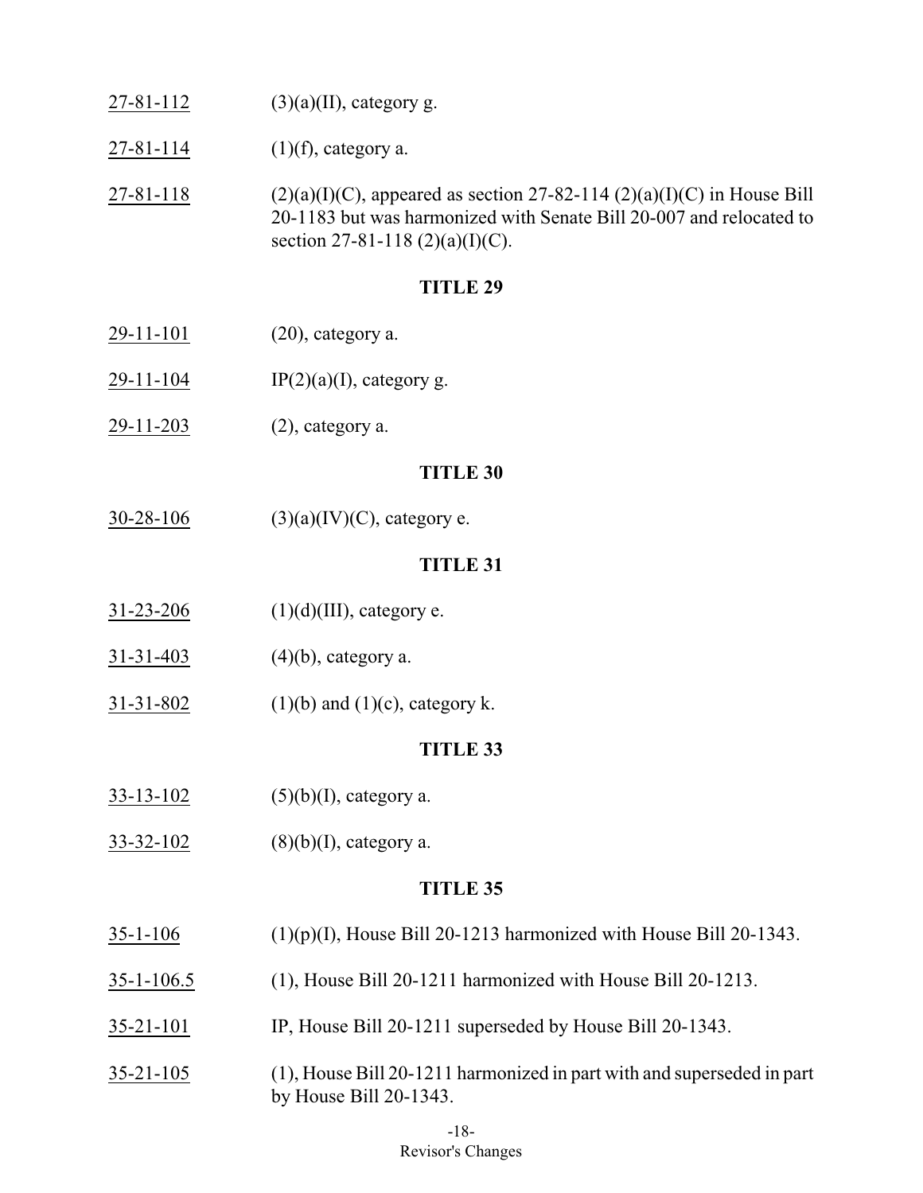27-81-112 (3)(a)(II), category g.

27-81-114 (1)(f), category a.

27-81-118 (2)(a)(I)(C), appeared as section 27-82-114 (2)(a)(I)(C) in House Bill 20-1183 but was harmonized with Senate Bill 20-007 and relocated to section 27-81-118 (2)(a)(I)(C).

**TITLE 29**

29-11-101 (20), category a.

29-11-104 IP(2)(a)(I), category g.

29-11-203 (2), category a.

**TITLE 30**

30-28-106 (3)(a)(IV)(C), category e.

**TITLE 31**

31-23-206 (1)(d)(III), category e.

31-31-403 (4)(b), category a.

31-31-802 (1)(b) and (1)(c), category k.

**TITLE 33**

33-13-102 (5)(b)(I), category a.

33-32-102 (8)(b)(I), category a.

**TITLE 35**

35-1-106 (1)(p)(I), House Bill 20-1213 harmonized with House Bill 20-1343.

35-1-106.5 (1), House Bill 20-1211 harmonized with House Bill 20-1213.

35-21-101 IP, House Bill 20-1211 superseded by House Bill 20-1343.

35-21-105 (1), House Bill 20-1211 harmonized in part with and superseded in part by House Bill 20-1343.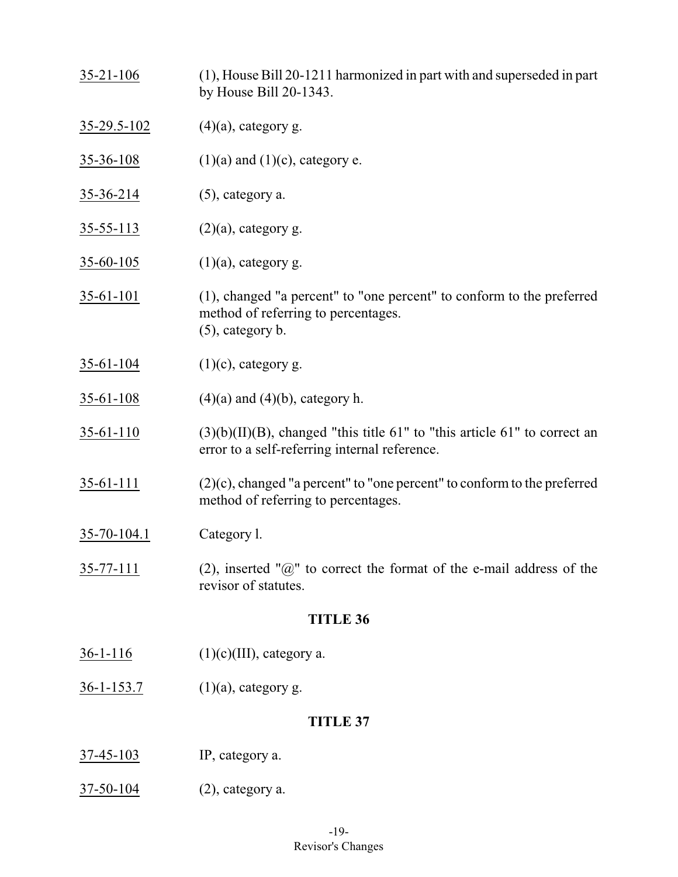35-21-106 (1), House Bill 20-1211 harmonized in part with and superseded in part by House Bill 20-1343.

35-29.5-102 (4)(a), category g.

35-36-108 (1)(a) and (1)(c), category e.

35-36-214 (5), category a.

35-55-113 (2)(a), category g.

35-60-105 (1)(a), category g.

35-61-101 (1), changed "a percent" to "one percent" to conform to the preferred method of referring to percentages.
(5), category b.

35-61-104 (1)(c), category g.

35-61-108 (4)(a) and (4)(b), category h.

35-61-110 (3)(b)(II)(B), changed "this title 61" to "this article 61" to correct an error to a self-referring internal reference.

35-61-111 (2)(c), changed "a percent" to "one percent" to conform to the preferred method of referring to percentages.

35-70-104.1 Category l.

35-77-111 (2), inserted "@" to correct the format of the e-mail address of the revisor of statutes.

## TITLE 36

36-1-116 (1)(c)(III), category a.

36-1-153.7 (1)(a), category g.

## TITLE 37

37-45-103 IP, category a.

37-50-104 (2), category a.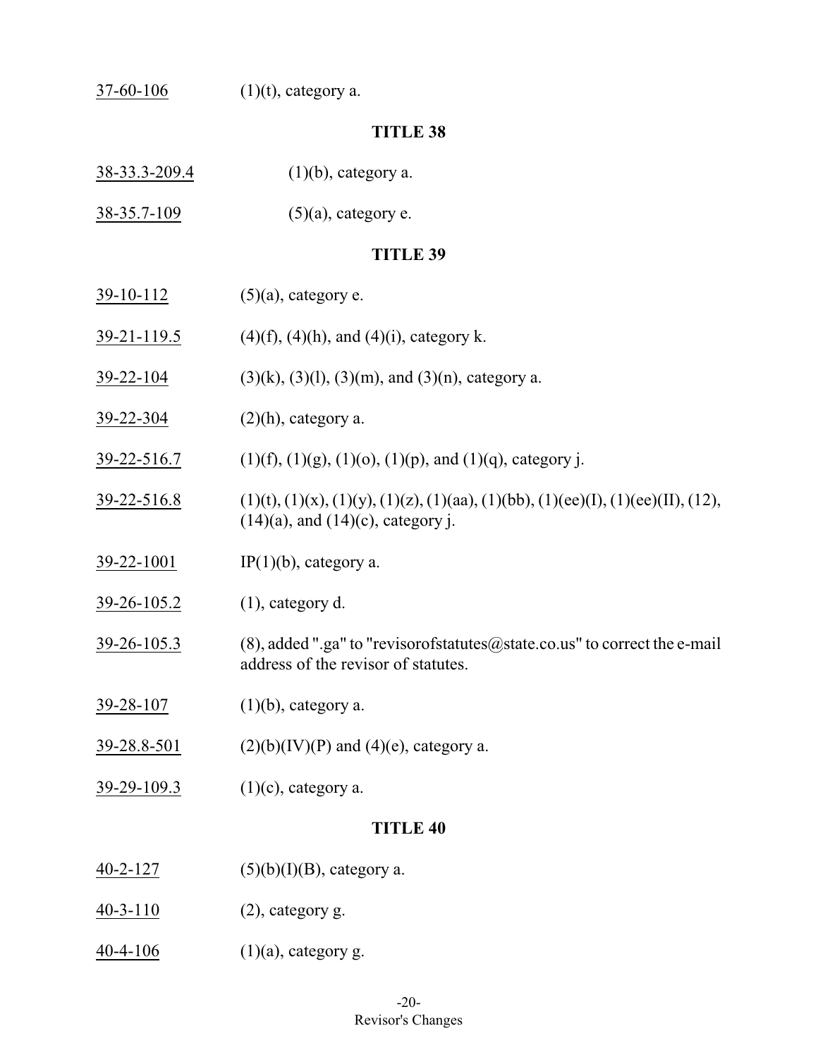37-60-106 (1)(t), category a.

## TITLE 38

38-33.3-209.4 (1)(b), category a.

38-35.7-109 (5)(a), category e.

## TITLE 39

39-10-112 (5)(a), category e.

39-21-119.5 (4)(f), (4)(h), and (4)(i), category k.

39-22-104 (3)(k), (3)(l), (3)(m), and (3)(n), category a.

39-22-304 (2)(h), category a.

39-22-516.7 (1)(f), (1)(g), (1)(o), (1)(p), and (1)(q), category j.

39-22-516.8 (1)(t), (1)(x), (1)(y), (1)(z), (1)(aa), (1)(bb), (1)(ee)(I), (1)(ee)(II), (12), (14)(a), and (14)(c), category j.

39-22-1001 IP(1)(b), category a.

39-26-105.2 (1), category d.

39-26-105.3 (8), added ".ga" to "revisorofstatutes@state.co.us" to correct the e-mail address of the revisor of statutes.

39-28-107 (1)(b), category a.

39-28.8-501 (2)(b)(IV)(P) and (4)(e), category a.

39-29-109.3 (1)(c), category a.

## TITLE 40

40-2-127 (5)(b)(I)(B), category a.

40-3-110 (2), category g.

40-4-106 (1)(a), category g.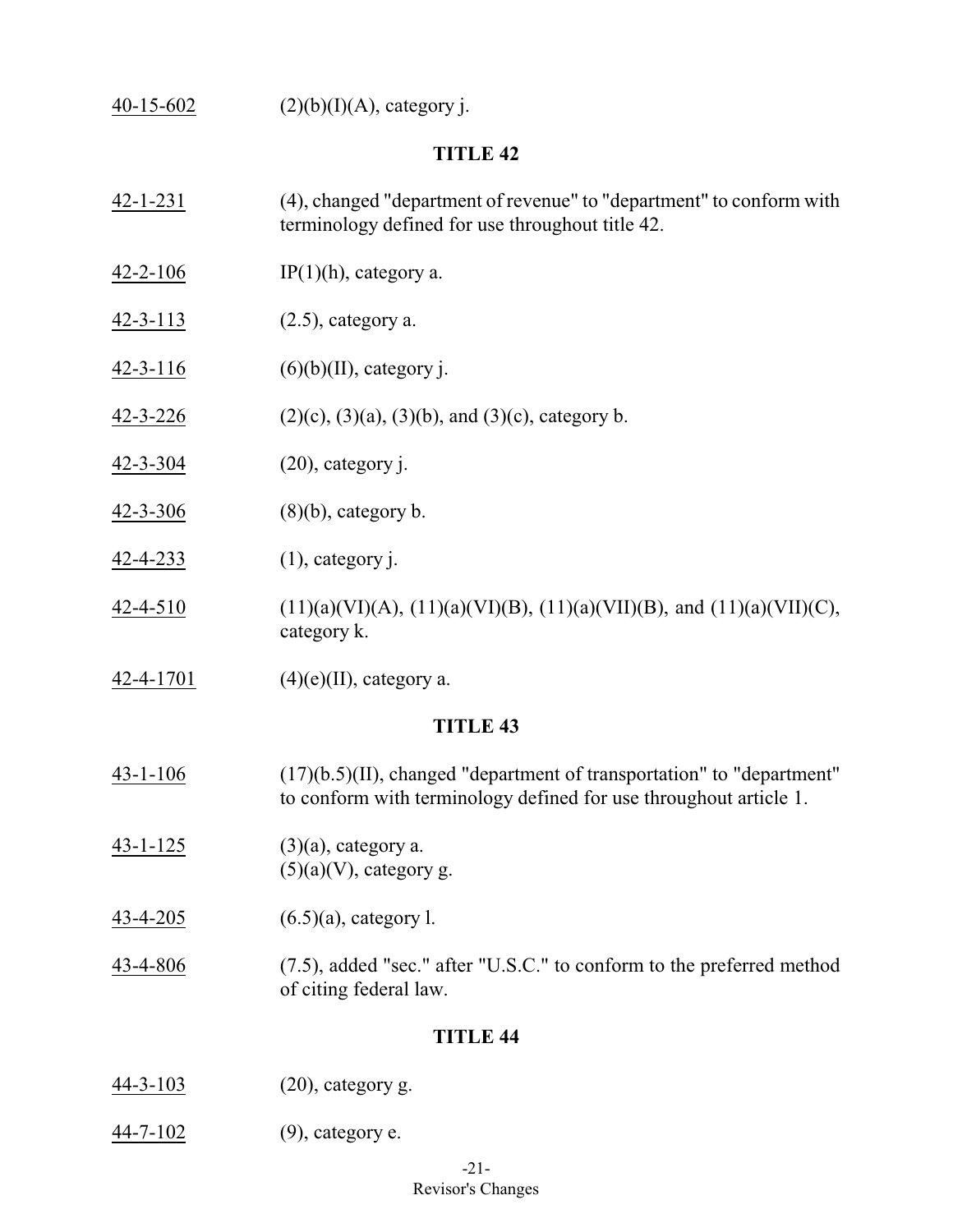40-15-602 (2)(b)(I)(A), category j.

## TITLE 42

42-1-231 (4), changed "department of revenue" to "department" to conform with terminology defined for use throughout title 42.

42-2-106 IP(1)(h), category a.

42-3-113 (2.5), category a.

42-3-116 (6)(b)(II), category j.

42-3-226 (2)(c), (3)(a), (3)(b), and (3)(c), category b.

42-3-304 (20), category j.

42-3-306 (8)(b), category b.

42-4-233 (1), category j.

42-4-510 (11)(a)(VI)(A), (11)(a)(VI)(B), (11)(a)(VII)(B), and (11)(a)(VII)(C), category k.

42-4-1701 (4)(e)(II), category a.

## TITLE 43

43-1-106 (17)(b.5)(II), changed "department of transportation" to "department" to conform with terminology defined for use throughout article 1.

43-1-125 (3)(a), category a.
(5)(a)(V), category g.

43-4-205 (6.5)(a), category l.

43-4-806 (7.5), added "sec." after "U.S.C." to conform to the preferred method of citing federal law.

## TITLE 44

44-3-103 (20), category g.

44-7-102 (9), category e.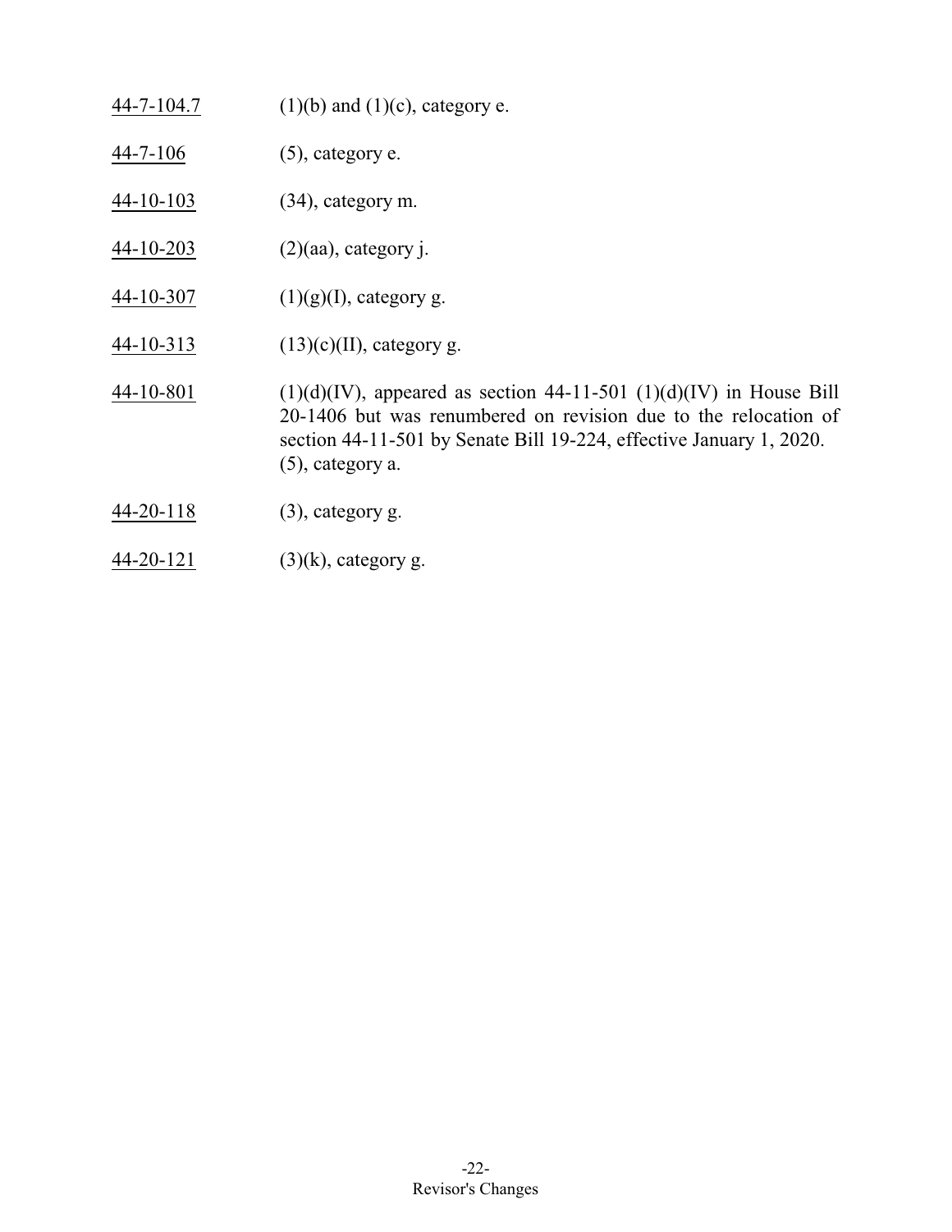<u>44-7-104.7</u> (1)(b) and (1)(c), category e.

<u>44-7-106</u> (5), category e.

<u>44-10-103</u> (34), category m.

<u>44-10-203</u> (2)(aa), category j.

<u>44-10-307</u> (1)(g)(I), category g.

<u>44-10-313</u> (13)(c)(II), category g.

<u>44-10-801</u> (1)(d)(IV), appeared as section 44-11-501 (1)(d)(IV) in House Bill 20-1406 but was renumbered on revision due to the relocation of section 44-11-501 by Senate Bill 19-224, effective January 1, 2020. (5), category a.

<u>44-20-118</u> (3), category g.

<u>44-20-121</u> (3)(k), category g.